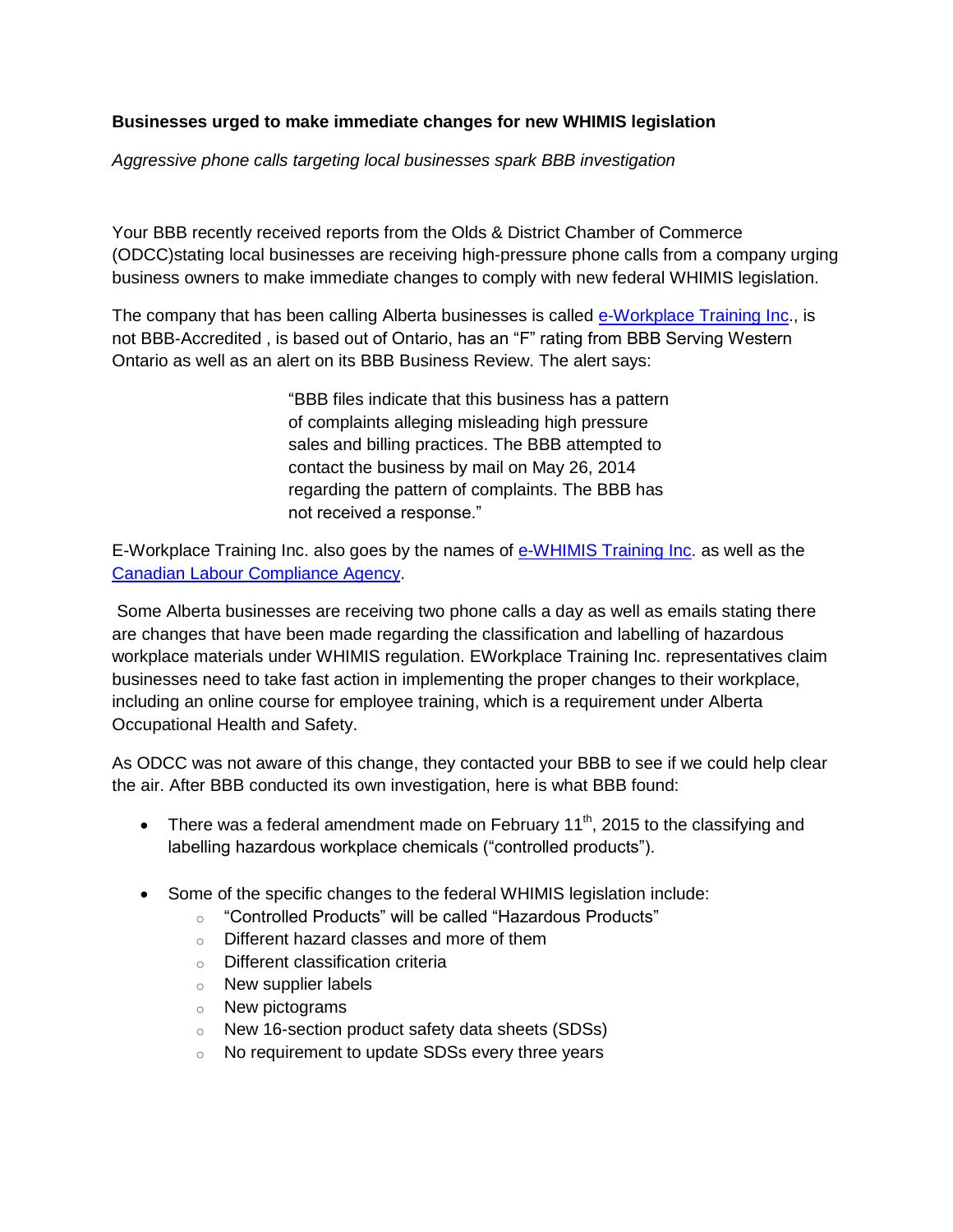**Businesses urged to make immediate changes for new WHIMIS legislation**

*Aggressive phone calls targeting local businesses spark BBB investigation*

Your BBB recently received reports from the Olds & District Chamber of Commerce (ODCC)stating local businesses are receiving high-pressure phone calls from a company urging business owners to make immediate changes to comply with new federal WHIMIS legislation.

The company that has been calling Alberta businesses is called e-Workplace Training Inc., is not BBB-Accredited , is based out of Ontario, has an "F" rating from BBB Serving Western Ontario as well as an alert on its BBB Business Review. The alert says:

> "BBB files indicate that this business has a pattern of complaints alleging misleading high pressure sales and billing practices. The BBB attempted to contact the business by mail on May 26, 2014 regarding the pattern of complaints. The BBB has not received a response."

E-Workplace Training Inc. also goes by the names of e-WHIMIS Training Inc. as well as the Canadian Labour Compliance Agency.

Some Alberta businesses are receiving two phone calls a day as well as emails stating there are changes that have been made regarding the classification and labelling of hazardous workplace materials under WHIMIS regulation. EWorkplace Training Inc. representatives claim businesses need to take fast action in implementing the proper changes to their workplace, including an online course for employee training, which is a requirement under Alberta Occupational Health and Safety.

As ODCC was not aware of this change, they contacted your BBB to see if we could help clear the air. After BBB conducted its own investigation, here is what BBB found:

- There was a federal amendment made on February 11th, 2015 to the classifying and labelling hazardous workplace chemicals ("controlled products").
- Some of the specific changes to the federal WHIMIS legislation include:
  - "Controlled Products" will be called "Hazardous Products"
  - Different hazard classes and more of them
  - Different classification criteria
  - New supplier labels
  - New pictograms
  - New 16-section product safety data sheets (SDSs)
  - No requirement to update SDSs every three years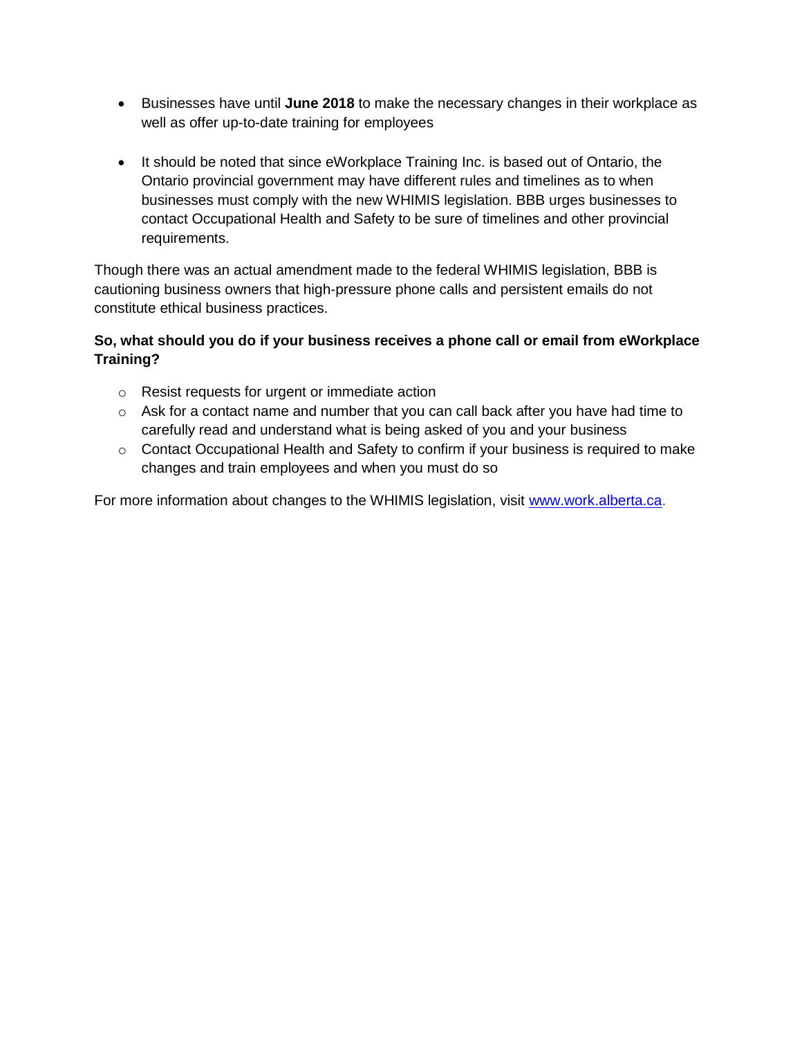- Businesses have until **June 2018** to make the necessary changes in their workplace as well as offer up-to-date training for employees

- It should be noted that since eWorkplace Training Inc. is based out of Ontario, the Ontario provincial government may have different rules and timelines as to when businesses must comply with the new WHIMIS legislation. BBB urges businesses to contact Occupational Health and Safety to be sure of timelines and other provincial requirements.

Though there was an actual amendment made to the federal WHIMIS legislation, BBB is cautioning business owners that high-pressure phone calls and persistent emails do not constitute ethical business practices.

**So, what should you do if your business receives a phone call or email from eWorkplace Training?**

- Resist requests for urgent or immediate action
- Ask for a contact name and number that you can call back after you have had time to carefully read and understand what is being asked of you and your business
- Contact Occupational Health and Safety to confirm if your business is required to make changes and train employees and when you must do so

For more information about changes to the WHIMIS legislation, visit [www.work.alberta.ca](http://www.work.alberta.ca).